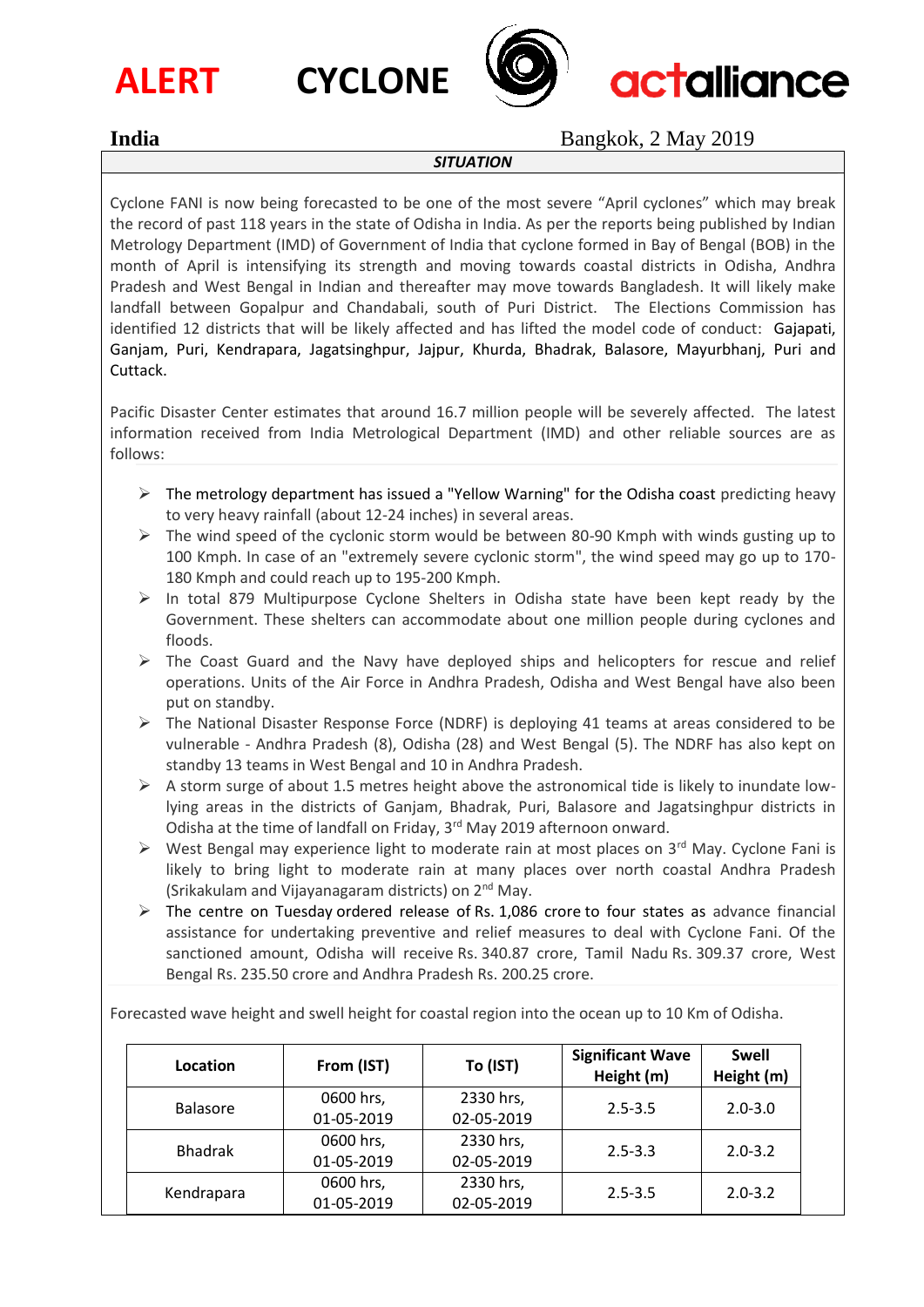# ALERT CYCLONE

**actalliance**

**India** Bangkok, 2 May 2019

***SITUATION***

Cyclone FANI is now being forecasted to be one of the most severe "April cyclones" which may break the record of past 118 years in the state of Odisha in India. As per the reports being published by Indian Metrology Department (IMD) of Government of India that cyclone formed in Bay of Bengal (BOB) in the month of April is intensifying its strength and moving towards coastal districts in Odisha, Andhra Pradesh and West Bengal in Indian and thereafter may move towards Bangladesh. It will likely make landfall between Gopalpur and Chandabali, south of Puri District. The Elections Commission has identified 12 districts that will be likely affected and has lifted the model code of conduct: Gajapati, Ganjam, Puri, Kendrapara, Jagatsinghpur, Jajpur, Khurda, Bhadrak, Balasore, Mayurbhanj, Puri and Cuttack.

Pacific Disaster Center estimates that around 16.7 million people will be severely affected. The latest information received from India Metrological Department (IMD) and other reliable sources are as follows:

- The metrology department has issued a "Yellow Warning" for the Odisha coast predicting heavy to very heavy rainfall (about 12-24 inches) in several areas.
- The wind speed of the cyclonic storm would be between 80-90 Kmph with winds gusting up to 100 Kmph. In case of an "extremely severe cyclonic storm", the wind speed may go up to 170-180 Kmph and could reach up to 195-200 Kmph.
- In total 879 Multipurpose Cyclone Shelters in Odisha state have been kept ready by the Government. These shelters can accommodate about one million people during cyclones and floods.
- The Coast Guard and the Navy have deployed ships and helicopters for rescue and relief operations. Units of the Air Force in Andhra Pradesh, Odisha and West Bengal have also been put on standby.
- The National Disaster Response Force (NDRF) is deploying 41 teams at areas considered to be vulnerable - Andhra Pradesh (8), Odisha (28) and West Bengal (5). The NDRF has also kept on standby 13 teams in West Bengal and 10 in Andhra Pradesh.
- A storm surge of about 1.5 metres height above the astronomical tide is likely to inundate low-lying areas in the districts of Ganjam, Bhadrak, Puri, Balasore and Jagatsinghpur districts in Odisha at the time of landfall on Friday, 3rd May 2019 afternoon onward.
- West Bengal may experience light to moderate rain at most places on 3rd May. Cyclone Fani is likely to bring light to moderate rain at many places over north coastal Andhra Pradesh (Srikakulam and Vijayanagaram districts) on 2nd May.
- The centre on Tuesday ordered release of Rs. 1,086 crore to four states as advance financial assistance for undertaking preventive and relief measures to deal with Cyclone Fani. Of the sanctioned amount, Odisha will receive Rs. 340.87 crore, Tamil Nadu Rs. 309.37 crore, West Bengal Rs. 235.50 crore and Andhra Pradesh Rs. 200.25 crore.

Forecasted wave height and swell height for coastal region into the ocean up to 10 Km of Odisha.

| Location | From (IST) | To (IST) | Significant Wave Height (m) | Swell Height (m) |
|---|---|---|---|---|
| Balasore | 0600 hrs, 01-05-2019 | 2330 hrs, 02-05-2019 | 2.5-3.5 | 2.0-3.0 |
| Bhadrak | 0600 hrs, 01-05-2019 | 2330 hrs, 02-05-2019 | 2.5-3.3 | 2.0-3.2 |
| Kendrapara | 0600 hrs, 01-05-2019 | 2330 hrs, 02-05-2019 | 2.5-3.5 | 2.0-3.2 |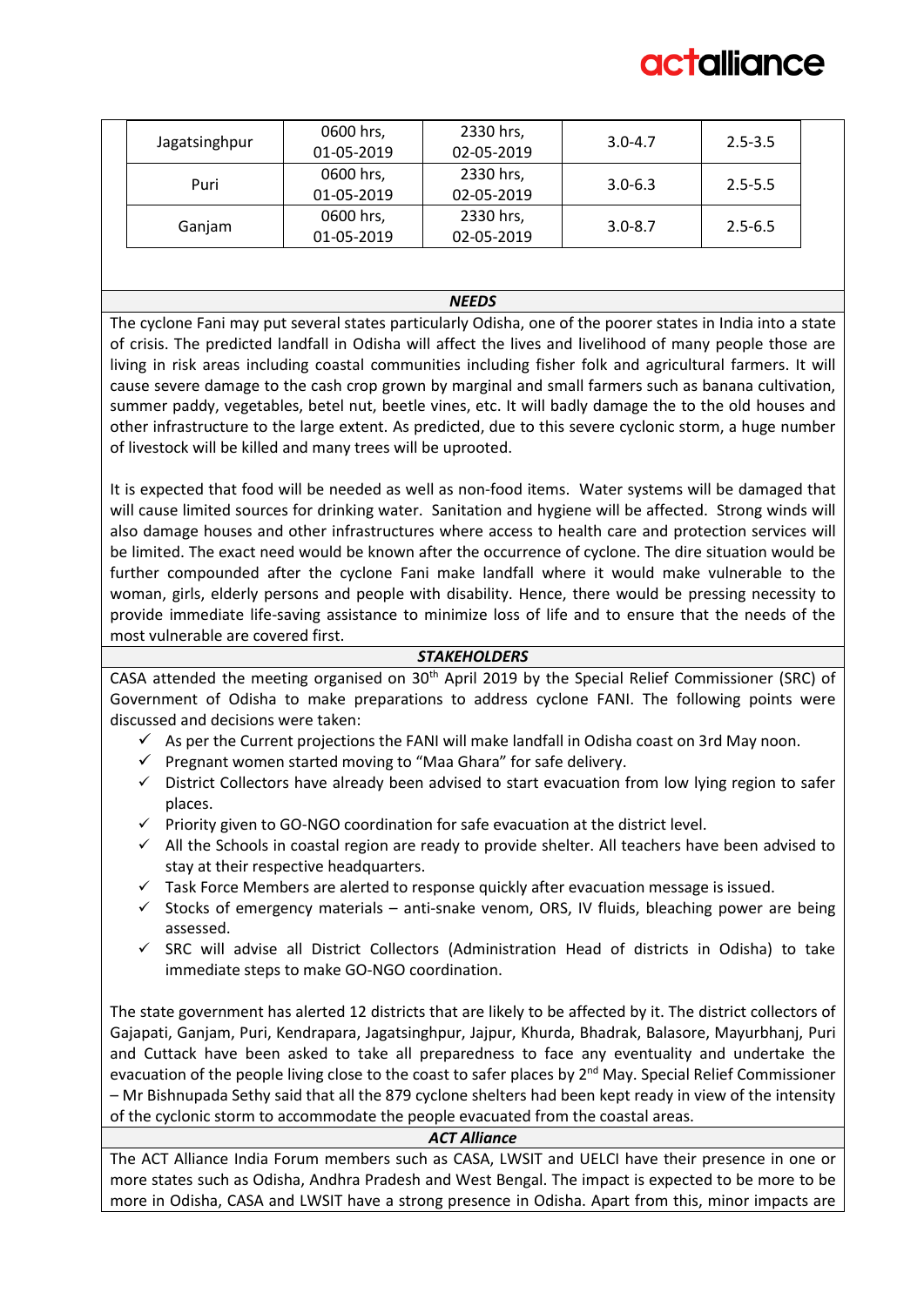| Jagatsinghpur | 0600 hrs, 01-05-2019 | 2330 hrs, 02-05-2019 | 3.0-4.7 | 2.5-3.5 |
|---|---|---|---|---|
| Puri | 0600 hrs, 01-05-2019 | 2330 hrs, 02-05-2019 | 3.0-6.3 | 2.5-5.5 |
| Ganjam | 0600 hrs, 01-05-2019 | 2330 hrs, 02-05-2019 | 3.0-8.7 | 2.5-6.5 |

### *NEEDS*

The cyclone Fani may put several states particularly Odisha, one of the poorer states in India into a state of crisis. The predicted landfall in Odisha will affect the lives and livelihood of many people those are living in risk areas including coastal communities including fisher folk and agricultural farmers. It will cause severe damage to the cash crop grown by marginal and small farmers such as banana cultivation, summer paddy, vegetables, betel nut, beetle vines, etc. It will badly damage the to the old houses and other infrastructure to the large extent. As predicted, due to this severe cyclonic storm, a huge number of livestock will be killed and many trees will be uprooted.

It is expected that food will be needed as well as non-food items. Water systems will be damaged that will cause limited sources for drinking water. Sanitation and hygiene will be affected. Strong winds will also damage houses and other infrastructures where access to health care and protection services will be limited. The exact need would be known after the occurrence of cyclone. The dire situation would be further compounded after the cyclone Fani make landfall where it would make vulnerable to the woman, girls, elderly persons and people with disability. Hence, there would be pressing necessity to provide immediate life-saving assistance to minimize loss of life and to ensure that the needs of the most vulnerable are covered first.

### *STAKEHOLDERS*

CASA attended the meeting organised on 30th April 2019 by the Special Relief Commissioner (SRC) of Government of Odisha to make preparations to address cyclone FANI. The following points were discussed and decisions were taken:

- ✓ As per the Current projections the FANI will make landfall in Odisha coast on 3rd May noon.
- ✓ Pregnant women started moving to "Maa Ghara" for safe delivery.
- ✓ District Collectors have already been advised to start evacuation from low lying region to safer places.
- ✓ Priority given to GO-NGO coordination for safe evacuation at the district level.
- ✓ All the Schools in coastal region are ready to provide shelter. All teachers have been advised to stay at their respective headquarters.
- ✓ Task Force Members are alerted to response quickly after evacuation message is issued.
- ✓ Stocks of emergency materials – anti-snake venom, ORS, IV fluids, bleaching power are being assessed.
- ✓ SRC will advise all District Collectors (Administration Head of districts in Odisha) to take immediate steps to make GO-NGO coordination.

The state government has alerted 12 districts that are likely to be affected by it. The district collectors of Gajapati, Ganjam, Puri, Kendrapara, Jagatsinghpur, Jajpur, Khurda, Bhadrak, Balasore, Mayurbhanj, Puri and Cuttack have been asked to take all preparedness to face any eventuality and undertake the evacuation of the people living close to the coast to safer places by 2nd May. Special Relief Commissioner – Mr Bishnupada Sethy said that all the 879 cyclone shelters had been kept ready in view of the intensity of the cyclonic storm to accommodate the people evacuated from the coastal areas.

### *ACT Alliance*

The ACT Alliance India Forum members such as CASA, LWSIT and UELCI have their presence in one or more states such as Odisha, Andhra Pradesh and West Bengal. The impact is expected to be more to be more in Odisha, CASA and LWSIT have a strong presence in Odisha. Apart from this, minor impacts are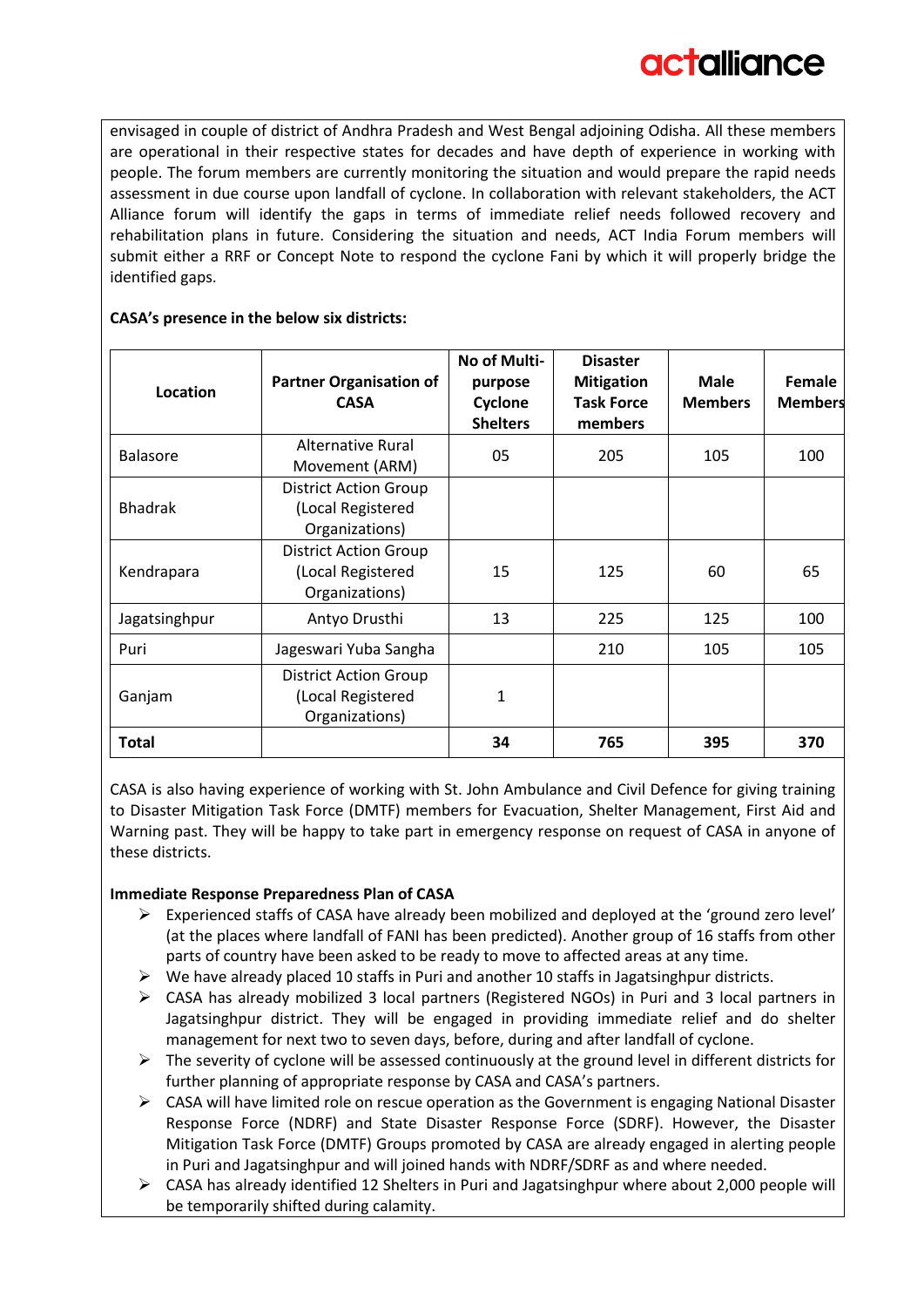envisaged in couple of district of Andhra Pradesh and West Bengal adjoining Odisha. All these members are operational in their respective states for decades and have depth of experience in working with people. The forum members are currently monitoring the situation and would prepare the rapid needs assessment in due course upon landfall of cyclone. In collaboration with relevant stakeholders, the ACT Alliance forum will identify the gaps in terms of immediate relief needs followed recovery and rehabilitation plans in future. Considering the situation and needs, ACT India Forum members will submit either a RRF or Concept Note to respond the cyclone Fani by which it will properly bridge the identified gaps.

**CASA's presence in the below six districts:**

| Location | Partner Organisation of CASA | No of Multi-purpose Cyclone Shelters | Disaster Mitigation Task Force members | Male Members | Female Members |
|---|---|---|---|---|---|
| Balasore | Alternative Rural Movement (ARM) | 05 | 205 | 105 | 100 |
| Bhadrak | District Action Group (Local Registered Organizations) | | | | |
| Kendrapara | District Action Group (Local Registered Organizations) | 15 | 125 | 60 | 65 |
| Jagatsinghpur | Antyo Drusthi | 13 | 225 | 125 | 100 |
| Puri | Jageswari Yuba Sangha | | 210 | 105 | 105 |
| Ganjam | District Action Group (Local Registered Organizations) | 1 | | | |
| **Total** | | **34** | **765** | **395** | **370** |

CASA is also having experience of working with St. John Ambulance and Civil Defence for giving training to Disaster Mitigation Task Force (DMTF) members for Evacuation, Shelter Management, First Aid and Warning past. They will be happy to take part in emergency response on request of CASA in anyone of these districts.

**Immediate Response Preparedness Plan of CASA**

- Experienced staffs of CASA have already been mobilized and deployed at the 'ground zero level' (at the places where landfall of FANI has been predicted). Another group of 16 staffs from other parts of country have been asked to be ready to move to affected areas at any time.
- We have already placed 10 staffs in Puri and another 10 staffs in Jagatsinghpur districts.
- CASA has already mobilized 3 local partners (Registered NGOs) in Puri and 3 local partners in Jagatsinghpur district. They will be engaged in providing immediate relief and do shelter management for next two to seven days, before, during and after landfall of cyclone.
- The severity of cyclone will be assessed continuously at the ground level in different districts for further planning of appropriate response by CASA and CASA's partners.
- CASA will have limited role on rescue operation as the Government is engaging National Disaster Response Force (NDRF) and State Disaster Response Force (SDRF). However, the Disaster Mitigation Task Force (DMTF) Groups promoted by CASA are already engaged in alerting people in Puri and Jagatsinghpur and will joined hands with NDRF/SDRF as and where needed.
- CASA has already identified 12 Shelters in Puri and Jagatsinghpur where about 2,000 people will be temporarily shifted during calamity.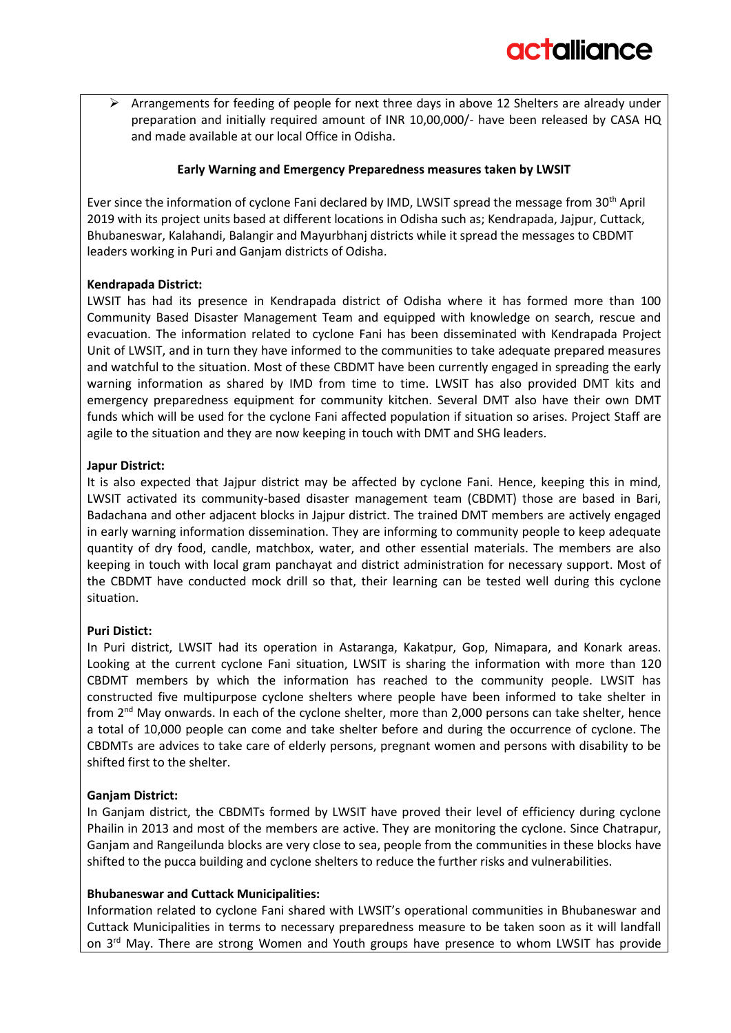- Arrangements for feeding of people for next three days in above 12 Shelters are already under preparation and initially required amount of INR 10,00,000/- have been released by CASA HQ and made available at our local Office in Odisha.

**Early Warning and Emergency Preparedness measures taken by LWSIT**

Ever since the information of cyclone Fani declared by IMD, LWSIT spread the message from 30th April 2019 with its project units based at different locations in Odisha such as; Kendrapada, Jajpur, Cuttack, Bhubaneswar, Kalahandi, Balangir and Mayurbhanj districts while it spread the messages to CBDMT leaders working in Puri and Ganjam districts of Odisha.

**Kendrapada District:**
LWSIT has had its presence in Kendrapada district of Odisha where it has formed more than 100 Community Based Disaster Management Team and equipped with knowledge on search, rescue and evacuation. The information related to cyclone Fani has been disseminated with Kendrapada Project Unit of LWSIT, and in turn they have informed to the communities to take adequate prepared measures and watchful to the situation. Most of these CBDMT have been currently engaged in spreading the early warning information as shared by IMD from time to time. LWSIT has also provided DMT kits and emergency preparedness equipment for community kitchen. Several DMT also have their own DMT funds which will be used for the cyclone Fani affected population if situation so arises. Project Staff are agile to the situation and they are now keeping in touch with DMT and SHG leaders.

**Japur District:**
It is also expected that Jajpur district may be affected by cyclone Fani. Hence, keeping this in mind, LWSIT activated its community-based disaster management team (CBDMT) those are based in Bari, Badachana and other adjacent blocks in Jajpur district. The trained DMT members are actively engaged in early warning information dissemination. They are informing to community people to keep adequate quantity of dry food, candle, matchbox, water, and other essential materials. The members are also keeping in touch with local gram panchayat and district administration for necessary support. Most of the CBDMT have conducted mock drill so that, their learning can be tested well during this cyclone situation.

**Puri Distict:**
In Puri district, LWSIT had its operation in Astaranga, Kakatpur, Gop, Nimapara, and Konark areas. Looking at the current cyclone Fani situation, LWSIT is sharing the information with more than 120 CBDMT members by which the information has reached to the community people. LWSIT has constructed five multipurpose cyclone shelters where people have been informed to take shelter in from 2nd May onwards. In each of the cyclone shelter, more than 2,000 persons can take shelter, hence a total of 10,000 people can come and take shelter before and during the occurrence of cyclone. The CBDMTs are advices to take care of elderly persons, pregnant women and persons with disability to be shifted first to the shelter.

**Ganjam District:**
In Ganjam district, the CBDMTs formed by LWSIT have proved their level of efficiency during cyclone Phailin in 2013 and most of the members are active. They are monitoring the cyclone. Since Chatrapur, Ganjam and Rangeilunda blocks are very close to sea, people from the communities in these blocks have shifted to the pucca building and cyclone shelters to reduce the further risks and vulnerabilities.

**Bhubaneswar and Cuttack Municipalities:**
Information related to cyclone Fani shared with LWSIT's operational communities in Bhubaneswar and Cuttack Municipalities in terms to necessary preparedness measure to be taken soon as it will landfall on 3rd May. There are strong Women and Youth groups have presence to whom LWSIT has provide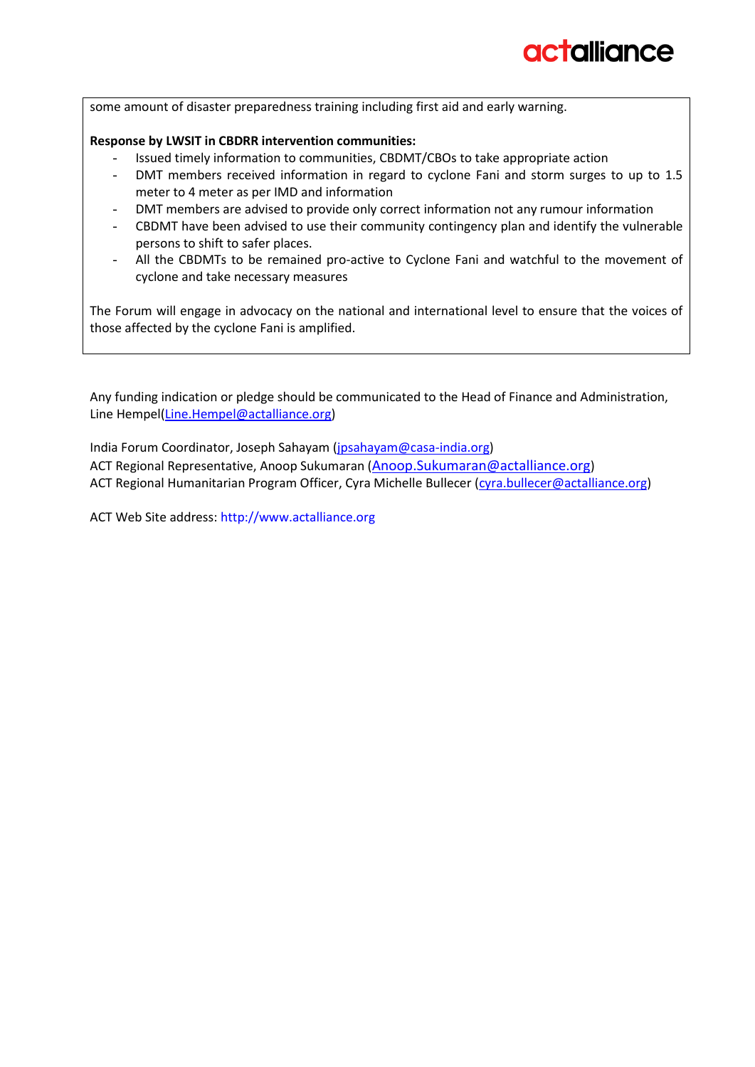some amount of disaster preparedness training including first aid and early warning.

**Response by LWSIT in CBDRR intervention communities:**

- Issued timely information to communities, CBDMT/CBOs to take appropriate action
- DMT members received information in regard to cyclone Fani and storm surges to up to 1.5 meter to 4 meter as per IMD and information
- DMT members are advised to provide only correct information not any rumour information
- CBDMT have been advised to use their community contingency plan and identify the vulnerable persons to shift to safer places.
- All the CBDMTs to be remained pro-active to Cyclone Fani and watchful to the movement of cyclone and take necessary measures

The Forum will engage in advocacy on the national and international level to ensure that the voices of those affected by the cyclone Fani is amplified.

Any funding indication or pledge should be communicated to the Head of Finance and Administration, Line Hempel(Line.Hempel@actalliance.org)

India Forum Coordinator, Joseph Sahayam (jpsahayam@casa-india.org)
ACT Regional Representative, Anoop Sukumaran (Anoop.Sukumaran@actalliance.org)
ACT Regional Humanitarian Program Officer, Cyra Michelle Bullecer (cyra.bullecer@actalliance.org)

ACT Web Site address: http://www.actalliance.org